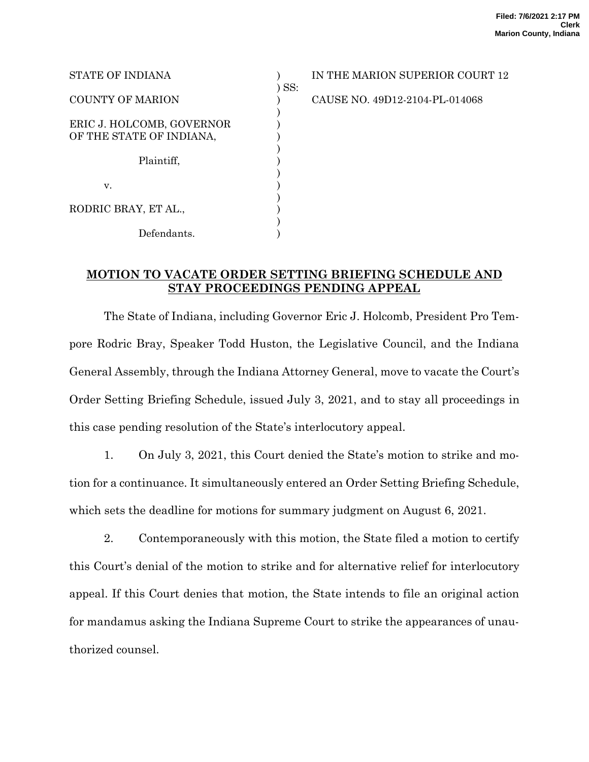Filed: 7/6/2021 2:17 PM
Clerk
Marion County, Indiana

| | | |
|---|---|---|
| STATE OF INDIANA | ) | IN THE MARION SUPERIOR COURT 12 |
| | ) SS: | |
| COUNTY OF MARION | ) | CAUSE NO. 49D12-2104-PL-014068 |
| | ) | |
| ERIC J. HOLCOMB, GOVERNOR OF THE STATE OF INDIANA, | ) | |
| Plaintiff, | ) | |
| v. | ) | |
| RODRIC BRAY, ET AL., | ) | |
| Defendants. | ) | |

**MOTION TO VACATE ORDER SETTING BRIEFING SCHEDULE AND STAY PROCEEDINGS PENDING APPEAL**

The State of Indiana, including Governor Eric J. Holcomb, President Pro Tempore Rodric Bray, Speaker Todd Huston, the Legislative Council, and the Indiana General Assembly, through the Indiana Attorney General, move to vacate the Court's Order Setting Briefing Schedule, issued July 3, 2021, and to stay all proceedings in this case pending resolution of the State's interlocutory appeal.

1. On July 3, 2021, this Court denied the State's motion to strike and motion for a continuance. It simultaneously entered an Order Setting Briefing Schedule, which sets the deadline for motions for summary judgment on August 6, 2021.

2. Contemporaneously with this motion, the State filed a motion to certify this Court's denial of the motion to strike and for alternative relief for interlocutory appeal. If this Court denies that motion, the State intends to file an original action for mandamus asking the Indiana Supreme Court to strike the appearances of unauthorized counsel.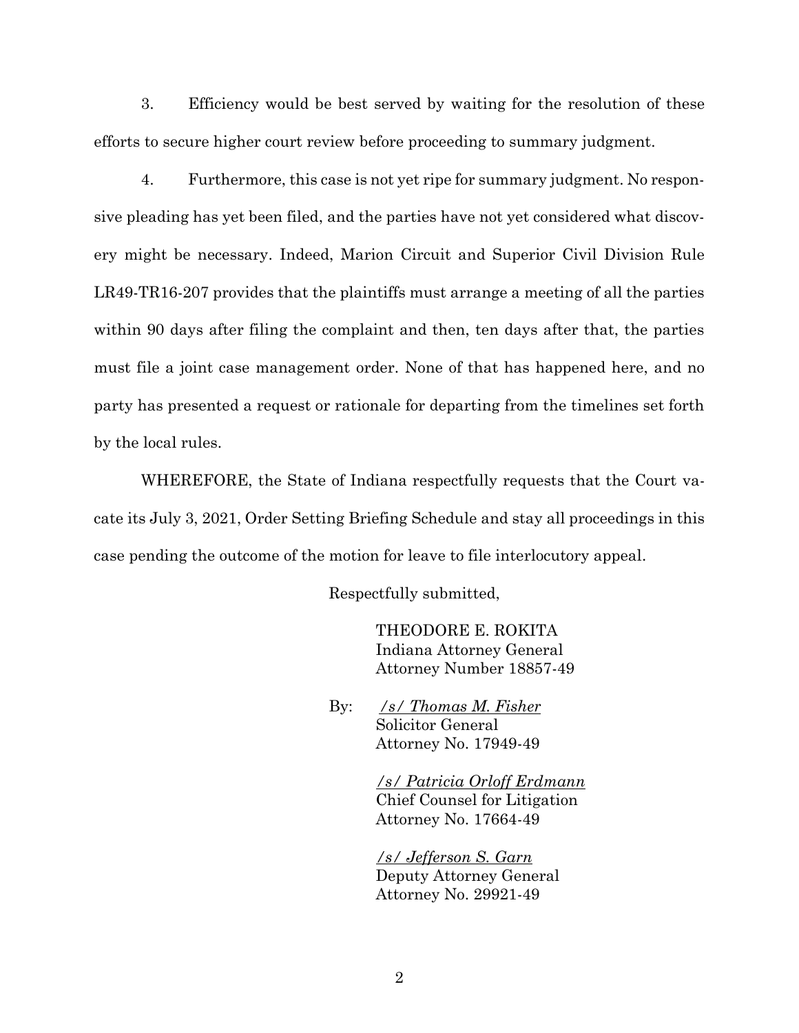3. Efficiency would be best served by waiting for the resolution of these efforts to secure higher court review before proceeding to summary judgment.

4. Furthermore, this case is not yet ripe for summary judgment. No responsive pleading has yet been filed, and the parties have not yet considered what discovery might be necessary. Indeed, Marion Circuit and Superior Civil Division Rule LR49-TR16-207 provides that the plaintiffs must arrange a meeting of all the parties within 90 days after filing the complaint and then, ten days after that, the parties must file a joint case management order. None of that has happened here, and no party has presented a request or rationale for departing from the timelines set forth by the local rules.

WHEREFORE, the State of Indiana respectfully requests that the Court vacate its July 3, 2021, Order Setting Briefing Schedule and stay all proceedings in this case pending the outcome of the motion for leave to file interlocutory appeal.

Respectfully submitted,

THEODORE E. ROKITA
Indiana Attorney General
Attorney Number 18857-49

By: */s/ Thomas M. Fisher*
Solicitor General
Attorney No. 17949-49

*/s/ Patricia Orloff Erdmann*
Chief Counsel for Litigation
Attorney No. 17664-49

*/s/ Jefferson S. Garn*
Deputy Attorney General
Attorney No. 29921-49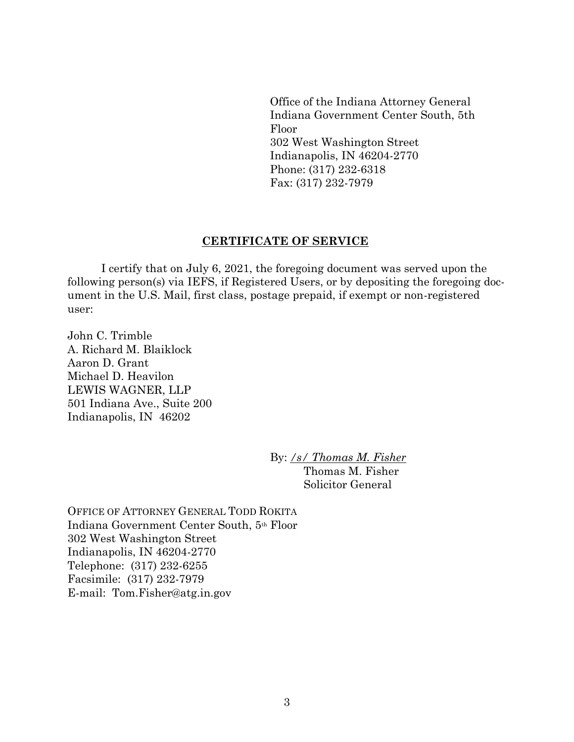Office of the Indiana Attorney General
Indiana Government Center South, 5th Floor
302 West Washington Street
Indianapolis, IN 46204-2770
Phone: (317) 232-6318
Fax: (317) 232-7979

## **CERTIFICATE OF SERVICE**

I certify that on July 6, 2021, the foregoing document was served upon the following person(s) via IEFS, if Registered Users, or by depositing the foregoing document in the U.S. Mail, first class, postage prepaid, if exempt or non-registered user:

John C. Trimble
A. Richard M. Blaiklock
Aaron D. Grant
Michael D. Heavilon
LEWIS WAGNER, LLP
501 Indiana Ave., Suite 200
Indianapolis, IN 46202

By: */s/ Thomas M. Fisher*
Thomas M. Fisher
Solicitor General

OFFICE OF ATTORNEY GENERAL TODD ROKITA
Indiana Government Center South, 5th Floor
302 West Washington Street
Indianapolis, IN 46204-2770
Telephone: (317) 232-6255
Facsimile: (317) 232-7979
E-mail: Tom.Fisher@atg.in.gov